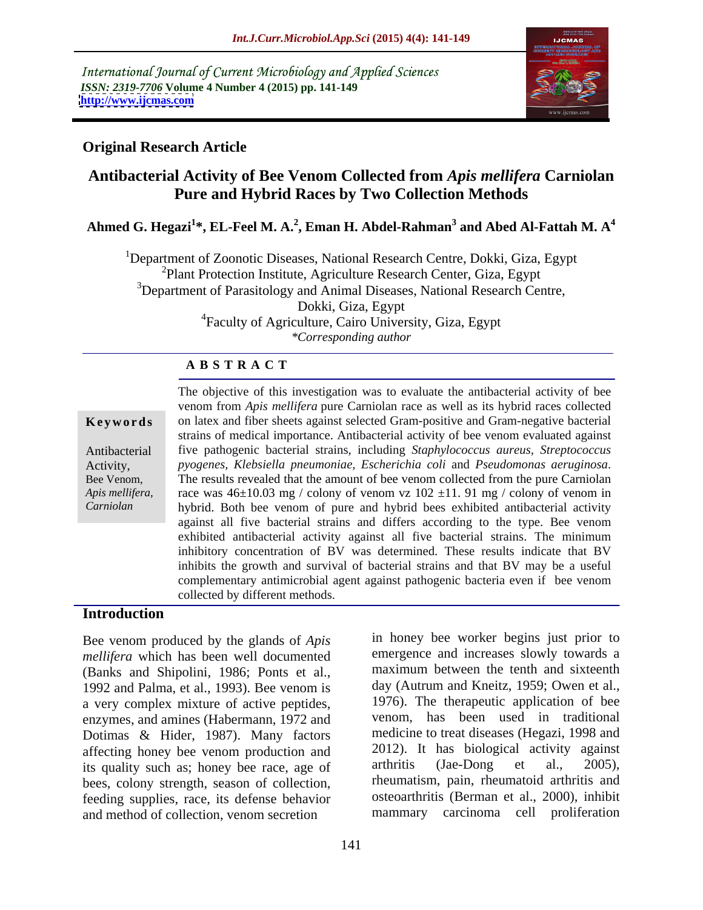International Journal of Current Microbiology and Applied Sciences
*ISSN: 2319-7706* **Volume 4 Number 4 (2015) pp. 141-149**
**http://www.ijcmas.com**

**Original Research Article**

# Antibacterial Activity of Bee Venom Collected from *Apis mellifera* Carniolan Pure and Hybrid Races by Two Collection Methods

**Ahmed G. Hegazi[1]\*, EL-Feel M. A.[2], Eman H. Abdel-Rahman[3] and Abed Al-Fattah M. A[4]**

[1]Department of Zoonotic Diseases, National Research Centre, Dokki, Giza, Egypt
[2]Plant Protection Institute, Agriculture Research Center, Giza, Egypt
[3]Department of Parasitology and Animal Diseases, National Research Centre, Dokki, Giza, Egypt
[4]Faculty of Agriculture, Cairo University, Giza, Egypt
*\*Corresponding author*

**A B S T R A C T**

**Keywords**

Antibacterial Activity, Bee Venom, *Apis mellifera*, *Carniolan*

The objective of this investigation was to evaluate the antibacterial activity of bee venom from *Apis mellifera* pure Carniolan race as well as its hybrid races collected on latex and fiber sheets against selected Gram-positive and Gram-negative bacterial strains of medical importance. Antibacterial activity of bee venom evaluated against five pathogenic bacterial strains, including *Staphylococcus aureus, Streptococcus pyogenes, Klebsiella pneumoniae, Escherichia coli* and *Pseudomonas aeruginosa*. The results revealed that the amount of bee venom collected from the pure Carniolan race was 46±10.03 mg / colony of venom vz 102 ±11. 91 mg / colony of venom in hybrid. Both bee venom of pure and hybrid bees exhibited antibacterial activity against all five bacterial strains and differs according to the type. Bee venom exhibited antibacterial activity against all five bacterial strains. The minimum inhibitory concentration of BV was determined. These results indicate that BV inhibits the growth and survival of bacterial strains and that BV may be a useful complementary antimicrobial agent against pathogenic bacteria even if bee venom collected by different methods.

## Introduction

Bee venom produced by the glands of *Apis mellifera* which has been well documented (Banks and Shipolini, 1986; Ponts et al., 1992 and Palma, et al., 1993). Bee venom is a very complex mixture of active peptides, enzymes, and amines (Habermann, 1972 and Dotimas & Hider, 1987). Many factors affecting honey bee venom production and its quality such as; honey bee race, age of bees, colony strength, season of collection, feeding supplies, race, its defense behavior and method of collection, venom secretion in honey bee worker begins just prior to emergence and increases slowly towards a maximum between the tenth and sixteenth day (Autrum and Kneitz, 1959; Owen et al., 1976). The therapeutic application of bee venom, has been used in traditional medicine to treat diseases (Hegazi, 1998 and 2012). It has biological activity against arthritis (Jae-Dong et al., 2005), rheumatism, pain, rheumatoid arthritis and osteoarthritis (Berman et al., 2000), inhibit mammary carcinoma cell proliferation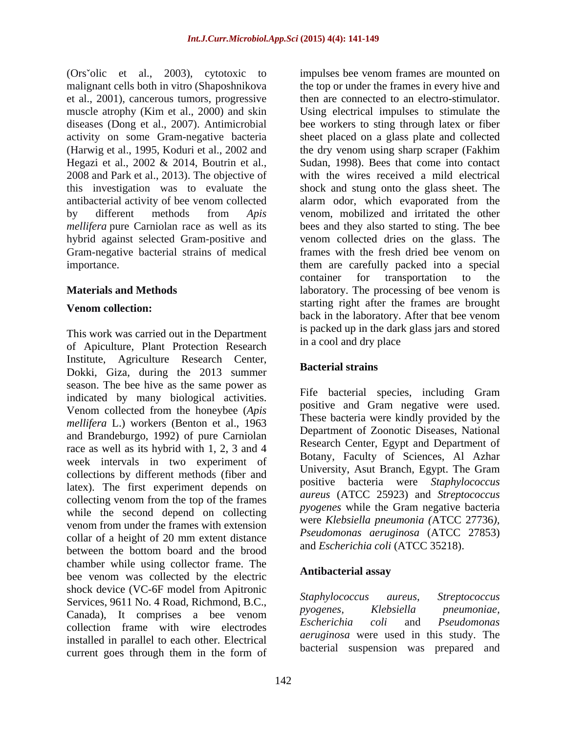(Orsˇolic et al., 2003), cytotoxic to malignant cells both in vitro (Shaposhnikova et al., 2001), cancerous tumors, progressive muscle atrophy (Kim et al., 2000) and skin diseases (Dong et al., 2007). Antimicrobial activity on some Gram-negative bacteria (Harwig et al., 1995, Koduri et al., 2002 and Hegazi et al., 2002 & 2014, Boutrin et al., 2008 and Park et al., 2013). The objective of this investigation was to evaluate the antibacterial activity of bee venom collected by different methods from *Apis mellifera* pure Carniolan race as well as its hybrid against selected Gram-positive and Gram-negative bacterial strains of medical importance.

## Materials and Methods

### Venom collection:

This work was carried out in the Department of Apiculture, Plant Protection Research Institute, Agriculture Research Center, Dokki, Giza, during the 2013 summer season. The bee hive as the same power as indicated by many biological activities. Venom collected from the honeybee (*Apis mellifera* L.) workers (Benton et al., 1963 and Brandeburgo, 1992) of pure Carniolan race as well as its hybrid with 1, 2, 3 and 4 week intervals in two experiment of collections by different methods (fiber and latex). The first experiment depends on collecting venom from the top of the frames while the second depend on collecting venom from under the frames with extension collar of a height of 20 mm extent distance between the bottom board and the brood chamber while using collector frame. The bee venom was collected by the electric shock device (VC-6F model from Apitronic Services, 9611 No. 4 Road, Richmond, B.C., Canada), It comprises a bee venom collection frame with wire electrodes installed in parallel to each other. Electrical current goes through them in the form of impulses bee venom frames are mounted on the top or under the frames in every hive and then are connected to an electro-stimulator. Using electrical impulses to stimulate the bee workers to sting through latex or fiber sheet placed on a glass plate and collected the dry venom using sharp scraper (Fakhim Sudan, 1998). Bees that come into contact with the wires received a mild electrical shock and stung onto the glass sheet. The alarm odor, which evaporated from the venom, mobilized and irritated the other bees and they also started to sting. The bee venom collected dries on the glass. The frames with the fresh dried bee venom on them are carefully packed into a special container for transportation to the laboratory. The processing of bee venom is starting right after the frames are brought back in the laboratory. After that bee venom is packed up in the dark glass jars and stored in a cool and dry place

### Bacterial strains

Fife bacterial species, including Gram positive and Gram negative were used. These bacteria were kindly provided by the Department of Zoonotic Diseases, National Research Center, Egypt and Department of Botany, Faculty of Sciences, Al Azhar University, Asut Branch, Egypt. The Gram positive bacteria were *Staphylococcus aureus* (ATCC 25923) and *Streptococcus pyogenes* while the Gram negative bacteria were *Klebsiella pneumonia (*ATCC 27736*)*, *Pseudomonas aeruginosa* (ATCC 27853) and *Escherichia coli* (ATCC 35218).

### Antibacterial assay

*Staphylococcus aureus*, *Streptococcus pyogenes*, *Klebsiella pneumoniae*, *Escherichia coli* and *Pseudomonas aeruginosa* were used in this study. The bacterial suspension was prepared and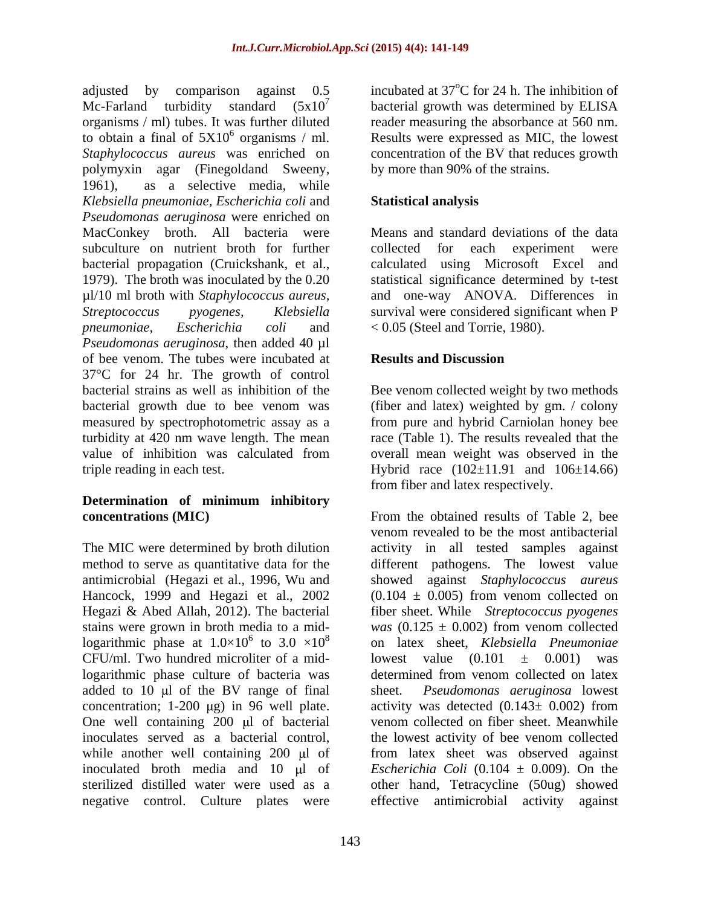adjusted by comparison against 0.5 Mc-Farland turbidity standard ($5x10^7$ organisms / ml) tubes. It was further diluted to obtain a final of $5X10^6$ organisms / ml. *Staphylococcus aureus* was enriched on polymyxin agar (Finegoldand Sweeny, 1961), as a selective media, while *Klebsiella pneumoniae, Escherichia coli* and *Pseudomonas aeruginosa* were enriched on MacConkey broth. All bacteria were subculture on nutrient broth for further bacterial propagation (Cruickshank, et al., 1979). The broth was inoculated by the 0.20 µl/10 ml broth with *Staphylococcus aureus, Streptococcus pyogenes, Klebsiella pneumoniae, Escherichia coli* and *Pseudomonas aeruginosa*, then added 40 µl of bee venom. The tubes were incubated at 37°C for 24 hr. The growth of control bacterial strains as well as inhibition of the bacterial growth due to bee venom was measured by spectrophotometric assay as a turbidity at 420 nm wave length. The mean value of inhibition was calculated from triple reading in each test.

## Determination of minimum inhibitory concentrations (MIC)

The MIC were determined by broth dilution method to serve as quantitative data for the antimicrobial (Hegazi et al., 1996, Wu and Hancock, 1999 and Hegazi et al., 2002 Hegazi & Abed Allah, 2012). The bacterial stains were grown in broth media to a mid-logarithmic phase at $1.0\times10^6$ to $3.0\times10^8$ CFU/ml. Two hundred microliter of a mid-logarithmic phase culture of bacteria was added to 10 µl of the BV range of final concentration; 1-200 µg) in 96 well plate. One well containing 200 µl of bacterial inoculates served as a bacterial control, while another well containing 200 µl of inoculated broth media and 10 µl of sterilized distilled water were used as a negative control. Culture plates were incubated at 37°C for 24 h. The inhibition of bacterial growth was determined by ELISA reader measuring the absorbance at 560 nm. Results were expressed as MIC, the lowest concentration of the BV that reduces growth by more than 90% of the strains.

## Statistical analysis

Means and standard deviations of the data collected for each experiment were calculated using Microsoft Excel and statistical significance determined by t-test and one-way ANOVA. Differences in survival were considered significant when $P < 0.05$ (Steel and Torrie, 1980).

## Results and Discussion

Bee venom collected weight by two methods (fiber and latex) weighted by gm. / colony from pure and hybrid Carniolan honey bee race (Table 1). The results revealed that the overall mean weight was observed in the Hybrid race (102±11.91 and 106±14.66) from fiber and latex respectively.

From the obtained results of Table 2, bee venom revealed to be the most antibacterial activity in all tested samples against different pathogens. The lowest value showed against *Staphylococcus aureus* (0.104 ± 0.005) from venom collected on fiber sheet. While *Streptococcus pyogenes was* (0.125 ± 0.002) from venom collected on latex sheet, *Klebsiella Pneumoniae* lowest value (0.101 ± 0.001) was determined from venom collected on latex sheet. *Pseudomonas aeruginosa* lowest activity was detected (0.143± 0.002) from venom collected on fiber sheet. Meanwhile the lowest activity of bee venom collected from latex sheet was observed against *Escherichia Coli* (0.104 ± 0.009). On the other hand, Tetracycline (50ug) showed effective antimicrobial activity against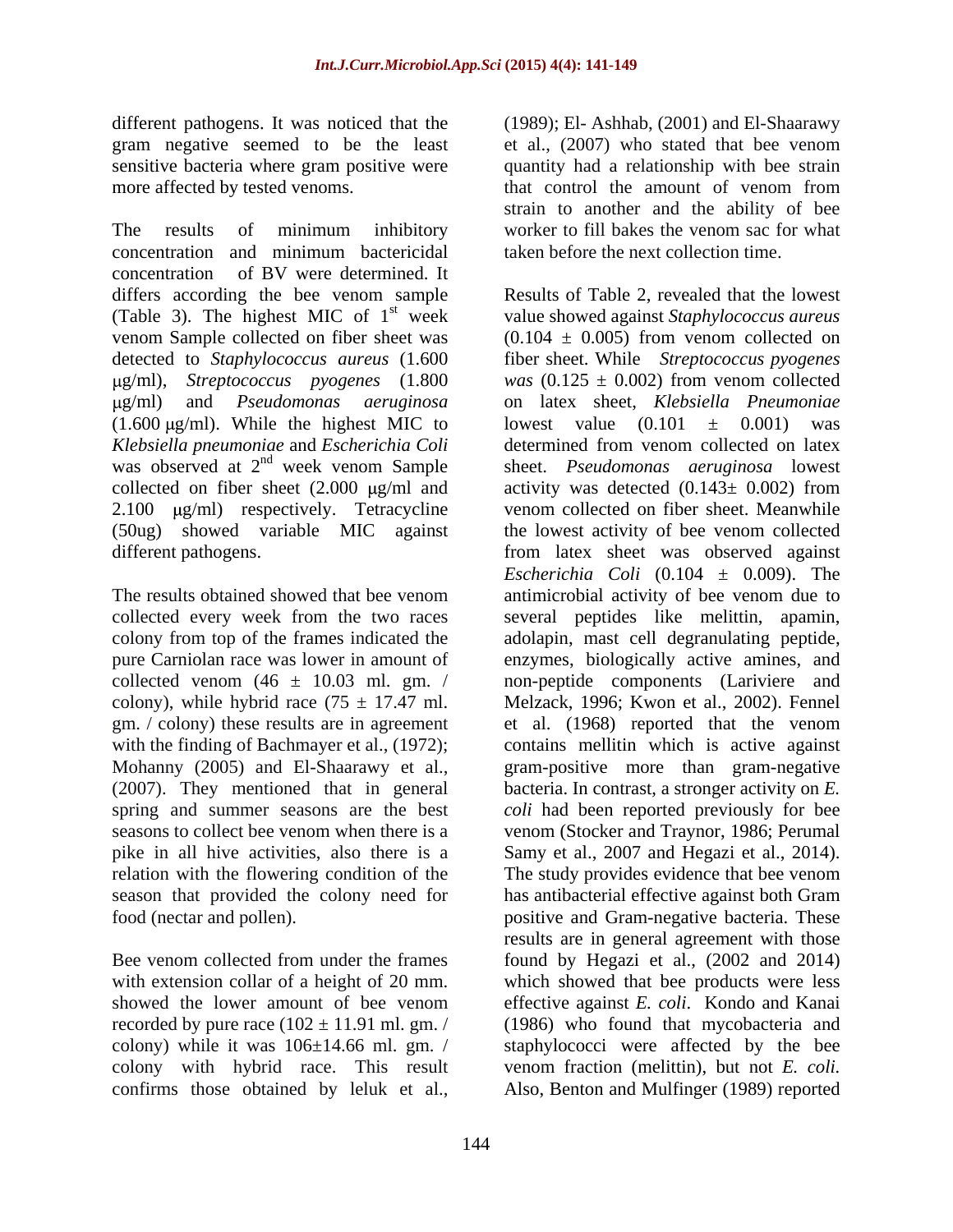different pathogens. It was noticed that the gram negative seemed to be the least sensitive bacteria where gram positive were more affected by tested venoms.

The results of minimum inhibitory concentration and minimum bactericidal concentration of BV were determined. It differs according the bee venom sample (Table 3). The highest MIC of 1st week venom Sample collected on fiber sheet was detected to *Staphylococcus aureus* (1.600 μg/ml), *Streptococcus pyogenes* (1.800 μg/ml) and *Pseudomonas aeruginosa* (1.600 μg/ml). While the highest MIC to *Klebsiella pneumoniae* and *Escherichia Coli* was observed at 2nd week venom Sample collected on fiber sheet (2.000 μg/ml and 2.100 μg/ml) respectively. Tetracycline (50ug) showed variable MIC against different pathogens.

The results obtained showed that bee venom collected every week from the two races colony from top of the frames indicated the pure Carniolan race was lower in amount of collected venom (46 ± 10.03 ml. gm. / colony), while hybrid race (75 ± 17.47 ml. gm. / colony) these results are in agreement with the finding of Bachmayer et al., (1972); Mohanny (2005) and El-Shaarawy et al., (2007). They mentioned that in general spring and summer seasons are the best seasons to collect bee venom when there is a pike in all hive activities, also there is a relation with the flowering condition of the season that provided the colony need for food (nectar and pollen).

Bee venom collected from under the frames with extension collar of a height of 20 mm. showed the lower amount of bee venom recorded by pure race (102 ± 11.91 ml. gm. / colony) while it was 106±14.66 ml. gm. / colony with hybrid race. This result confirms those obtained by leluk et al., (1989); El- Ashhab, (2001) and El-Shaarawy et al., (2007) who stated that bee venom quantity had a relationship with bee strain that control the amount of venom from strain to another and the ability of bee worker to fill bakes the venom sac for what taken before the next collection time.

Results of Table 2, revealed that the lowest value showed against *Staphylococcus aureus* (0.104 ± 0.005) from venom collected on fiber sheet. While *Streptococcus pyogenes was* (0.125 ± 0.002) from venom collected on latex sheet, *Klebsiella Pneumoniae* lowest value (0.101 ± 0.001) was determined from venom collected on latex sheet. *Pseudomonas aeruginosa* lowest activity was detected (0.143± 0.002) from venom collected on fiber sheet. Meanwhile the lowest activity of bee venom collected from latex sheet was observed against *Escherichia Coli* (0.104 ± 0.009). The antimicrobial activity of bee venom due to several peptides like melittin, apamin, adolapin, mast cell degranulating peptide, enzymes, biologically active amines, and non-peptide components (Lariviere and Melzack, 1996; Kwon et al., 2002). Fennel et al. (1968) reported that the venom contains mellitin which is active against gram-positive more than gram-negative bacteria. In contrast, a stronger activity on *E. coli* had been reported previously for bee venom (Stocker and Traynor, 1986; Perumal Samy et al., 2007 and Hegazi et al., 2014). The study provides evidence that bee venom has antibacterial effective against both Gram positive and Gram-negative bacteria. These results are in general agreement with those found by Hegazi et al., (2002 and 2014) which showed that bee products were less effective against *E. coli*. Kondo and Kanai (1986) who found that mycobacteria and staphylococci were affected by the bee venom fraction (melittin), but not *E. coli.* Also, Benton and Mulfinger (1989) reported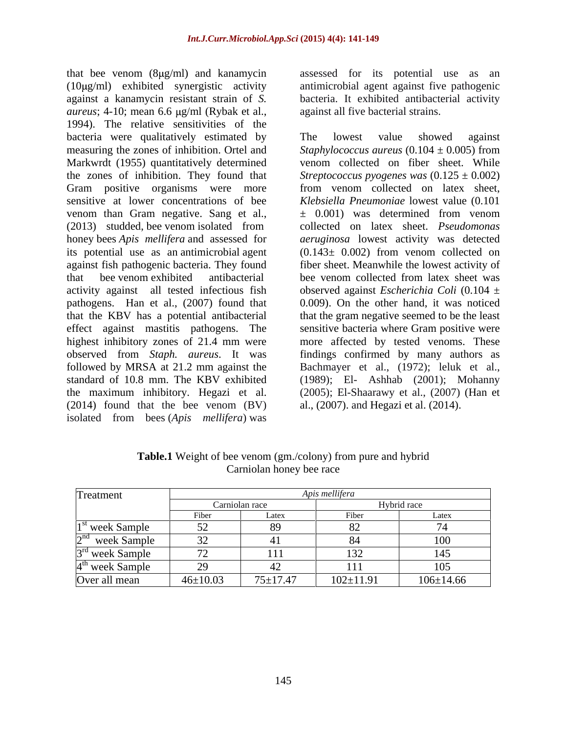that bee venom (8μg/ml) and kanamycin (10μg/ml) exhibited synergistic activity against a kanamycin resistant strain of *S. aureus*; 4-10; mean 6.6 μg/ml (Rybak et al., 1994). The relative sensitivities of the bacteria were qualitatively estimated by measuring the zones of inhibition. Ortel and Markwrdt (1955) quantitatively determined the zones of inhibition. They found that Gram positive organisms were more sensitive at lower concentrations of bee venom than Gram negative. Sang et al., (2013) studded, bee venom isolated from honey bees *Apis mellifera* and assessed for its potential use as an antimicrobial agent against fish pathogenic bacteria. They found that bee venom exhibited antibacterial activity against all tested infectious fish pathogens. Han et al., (2007) found that that the KBV has a potential antibacterial effect against mastitis pathogens. The highest inhibitory zones of 21.4 mm were observed from *Staph. aureus*. It was followed by MRSA at 21.2 mm against the standard of 10.8 mm. The KBV exhibited the maximum inhibitory. Hegazi et al. (2014) found that the bee venom (BV) isolated from bees (*Apis mellifera*) was assessed for its potential use as an antimicrobial agent against five pathogenic bacteria. It exhibited antibacterial activity against all five bacterial strains.

The lowest value showed against *Staphylococcus aureus* (0.104 ± 0.005) from venom collected on fiber sheet. While *Streptococcus pyogenes was* (0.125 ± 0.002) from venom collected on latex sheet, *Klebsiella Pneumoniae* lowest value (0.101 ± 0.001) was determined from venom collected on latex sheet. *Pseudomonas aeruginosa* lowest activity was detected (0.143± 0.002) from venom collected on fiber sheet. Meanwhile the lowest activity of bee venom collected from latex sheet was observed against *Escherichia Coli* (0.104 ± 0.009). On the other hand, it was noticed that the gram negative seemed to be the least sensitive bacteria where Gram positive were more affected by tested venoms. These findings confirmed by many authors as Bachmayer et al., (1972); leluk et al., (1989); El- Ashhab (2001); Mohanny (2005); El-Shaarawy et al., (2007) (Han et al., (2007). and Hegazi et al. (2014).

**Table.1** Weight of bee venom (gm./colony) from pure and hybrid Carniolan honey bee race

| Treatment | *Apis mellifera* | | | |
|---|---|---|---|---|
| | Carniolan race | | Hybrid race | |
| | Fiber | Latex | Fiber | Latex |
| 1st week Sample | 52 | 89 | 82 | 74 |
| 2nd week Sample | 32 | 41 | 84 | 100 |
| 3rd week Sample | 72 | 111 | 132 | 145 |
| 4th week Sample | 29 | 42 | 111 | 105 |
| Over all mean | 46±10.03 | 75±17.47 | 102±11.91 | 106±14.66 |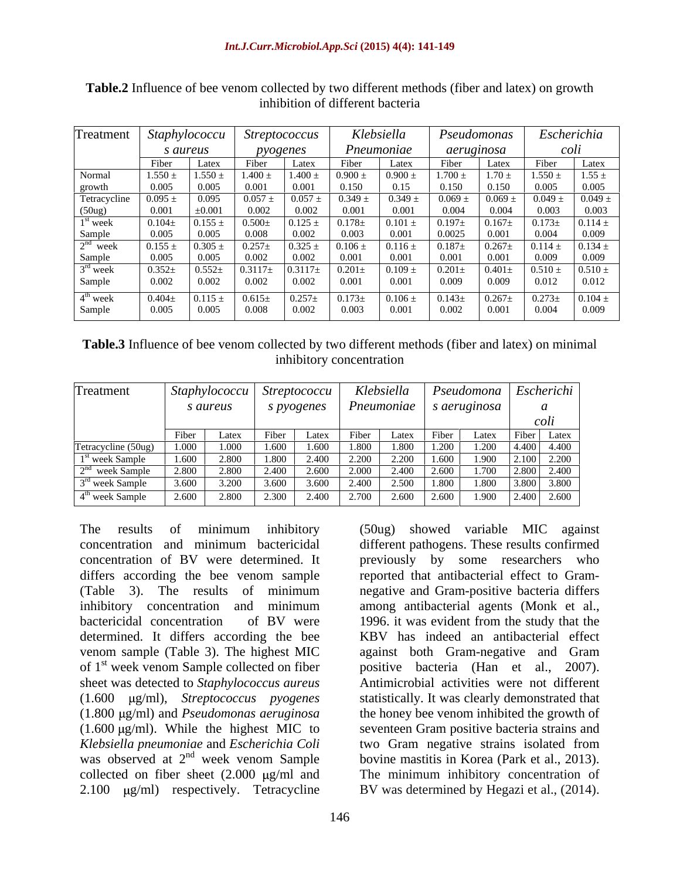**Table.2** Influence of bee venom collected by two different methods (fiber and latex) on growth inhibition of different bacteria

| Treatment | *Staphylococcus aureus* | | *Streptococcus pyogenes* | | *Klebsiella Pneumoniae* | | *Pseudomonas aeruginosa* | | *Escherichia coli* | |
|---|---|---|---|---|---|---|---|---|---|---|
| | Fiber | Latex | Fiber | Latex | Fiber | Latex | Fiber | Latex | Fiber | Latex |
| Normal growth | 1.550 ± 0.005 | 1.550 ± 0.005 | 1.400 ± 0.001 | 1.400 ± 0.001 | 0.900 ± 0.150 | 0.900 ± 0.15 | 1.700 ± 0.150 | 1.70 ± 0.150 | 1.550 ± 0.005 | 1.55 ± 0.005 |
| Tetracycline (50ug) | 0.095 ± 0.001 | 0.095 ±0.001 | 0.057 ± 0.002 | 0.057 ± 0.002 | 0.349 ± 0.001 | 0.349 ± 0.001 | 0.069 ± 0.004 | 0.069 ± 0.004 | 0.049 ± 0.003 | 0.049 ± 0.003 |
| 1st week Sample | 0.104± 0.005 | 0.155 ± 0.005 | 0.500± 0.008 | 0.125 ± 0.002 | 0.178± 0.003 | 0.101 ± 0.001 | 0.197± 0.0025 | 0.167± 0.001 | 0.173± 0.004 | 0.114 ± 0.009 |
| 2nd week Sample | 0.155 ± 0.005 | 0.305 ± 0.005 | 0.257± 0.002 | 0.325 ± 0.002 | 0.106 ± 0.001 | 0.116 ± 0.001 | 0.187± 0.001 | 0.267± 0.001 | 0.114 ± 0.009 | 0.134 ± 0.009 |
| 3rd week Sample | 0.352± 0.002 | 0.552± 0.002 | 0.3117± 0.002 | 0.3117± 0.002 | 0.201± 0.001 | 0.109 ± 0.001 | 0.201± 0.009 | 0.401± 0.009 | 0.510 ± 0.012 | 0.510 ± 0.012 |
| 4th week Sample | 0.404± 0.005 | 0.115 ± 0.005 | 0.615± 0.008 | 0.257± 0.002 | 0.173± 0.003 | 0.106 ± 0.001 | 0.143± 0.002 | 0.267± 0.001 | 0.273± 0.004 | 0.104 ± 0.009 |

**Table.3** Influence of bee venom collected by two different methods (fiber and latex) on minimal inhibitory concentration

| Treatment | *Staphylococcus aureus* | | *Streptococcus pyogenes* | | *Klebsiella Pneumoniae* | | *Pseudomonas aeruginosa* | | *Escherichia coli* | |
|---|---|---|---|---|---|---|---|---|---|---|
| | Fiber | Latex | Fiber | Latex | Fiber | Latex | Fiber | Latex | Fiber | Latex |
| Tetracycline (50ug) | 1.000 | 1.000 | 1.600 | 1.600 | 1.800 | 1.800 | 1.200 | 1.200 | 4.400 | 4.400 |
| 1st week Sample | 1.600 | 2.800 | 1.800 | 2.400 | 2.200 | 2.200 | 1.600 | 1.900 | 2.100 | 2.200 |
| 2nd week Sample | 2.800 | 2.800 | 2.400 | 2.600 | 2.000 | 2.400 | 2.600 | 1.700 | 2.800 | 2.400 |
| 3rd week Sample | 3.600 | 3.200 | 3.600 | 3.600 | 2.400 | 2.500 | 1.800 | 1.800 | 3.800 | 3.800 |
| 4th week Sample | 2.600 | 2.800 | 2.300 | 2.400 | 2.700 | 2.600 | 2.600 | 1.900 | 2.400 | 2.600 |

The results of minimum inhibitory concentration and minimum bactericidal concentration of BV were determined. It differs according the bee venom sample (Table 3). The results of minimum inhibitory concentration and minimum bactericidal concentration of BV were determined. It differs according the bee venom sample (Table 3). The highest MIC of 1st week venom Sample collected on fiber sheet was detected to *Staphylococcus aureus* (1.600 μg/ml), *Streptococcus pyogenes* (1.800 μg/ml) and *Pseudomonas aeruginosa* (1.600 μg/ml). While the highest MIC to *Klebsiella pneumoniae* and *Escherichia Coli* was observed at 2nd week venom Sample collected on fiber sheet (2.000 μg/ml and 2.100 μg/ml) respectively. Tetracycline (50ug) showed variable MIC against different pathogens. These results confirmed previously by some researchers who reported that antibacterial effect to Gram-negative and Gram-positive bacteria differs among antibacterial agents (Monk et al., 1996. it was evident from the study that the KBV has indeed an antibacterial effect against both Gram-negative and Gram positive bacteria (Han et al., 2007). Antimicrobial activities were not different statistically. It was clearly demonstrated that the honey bee venom inhibited the growth of seventeen Gram positive bacteria strains and two Gram negative strains isolated from bovine mastitis in Korea (Park et al., 2013). The minimum inhibitory concentration of BV was determined by Hegazi et al., (2014).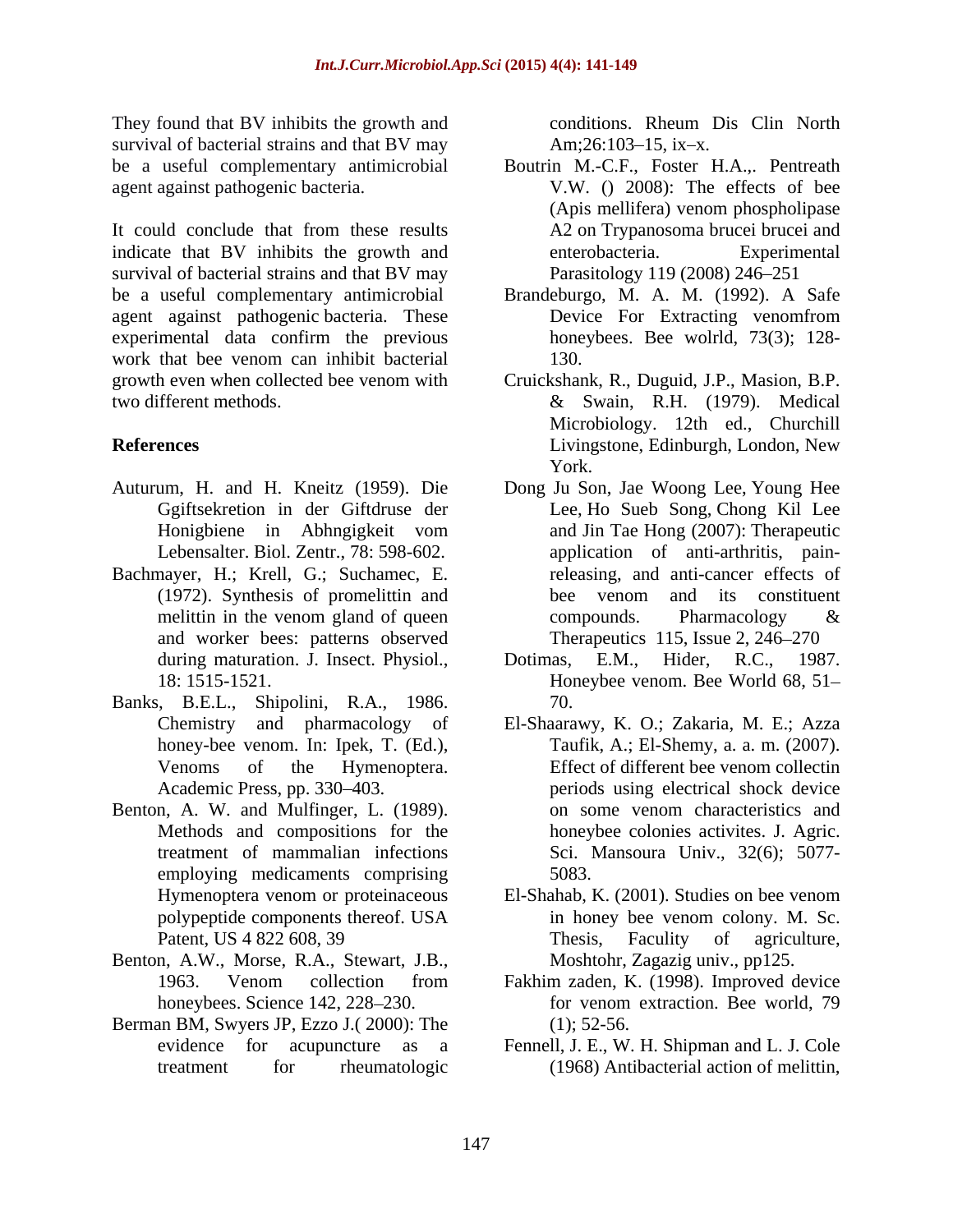They found that BV inhibits the growth and survival of bacterial strains and that BV may be a useful complementary antimicrobial agent against pathogenic bacteria.

It could conclude that from these results indicate that BV inhibits the growth and survival of bacterial strains and that BV may be a useful complementary antimicrobial agent against pathogenic bacteria. These experimental data confirm the previous work that bee venom can inhibit bacterial growth even when collected bee venom with two different methods.

## References

Auturum, H. and H. Kneitz (1959). Die Ggiftsekretion in der Giftdruse der Honigbiene in Abhngigkeit vom Lebensalter. Biol. Zentr., 78: 598-602.

Bachmayer, H.; Krell, G.; Suchamec, E. (1972). Synthesis of promelittin and melittin in the venom gland of queen and worker bees: patterns observed during maturation. J. Insect. Physiol., 18: 1515-1521.

Banks, B.E.L., Shipolini, R.A., 1986. Chemistry and pharmacology of honey-bee venom. In: Ipek, T. (Ed.), Venoms of the Hymenoptera. Academic Press, pp. 330–403.

Benton, A. W. and Mulfinger, L. (1989). Methods and compositions for the treatment of mammalian infections employing medicaments comprising Hymenoptera venom or proteinaceous polypeptide components thereof. USA Patent, US 4 822 608, 39

Benton, A.W., Morse, R.A., Stewart, J.B., 1963. Venom collection from honeybees. Science 142, 228–230.

Berman BM, Swyers JP, Ezzo J.( 2000): The evidence for acupuncture as a treatment for rheumatologic conditions. Rheum Dis Clin North Am;26:103–15, ix–x.

Boutrin M.-C.F., Foster H.A.,. Pentreath V.W. () 2008): The effects of bee (Apis mellifera) venom phospholipase A2 on Trypanosoma brucei brucei and enterobacteria. Experimental Parasitology 119 (2008) 246–251

Brandeburgo, M. A. M. (1992). A Safe Device For Extracting venomfrom honeybees. Bee wolrld, 73(3); 128-130.

Cruickshank, R., Duguid, J.P., Masion, B.P. & Swain, R.H. (1979). Medical Microbiology. 12th ed., Churchill Livingstone, Edinburgh, London, New York.

Dong Ju Son, Jae Woong Lee, Young Hee Lee, Ho Sueb Song, Chong Kil Lee and Jin Tae Hong (2007): Therapeutic application of anti-arthritis, pain-releasing, and anti-cancer effects of bee venom and its constituent compounds. Pharmacology & Therapeutics 115, Issue 2, 246–270

Dotimas, E.M., Hider, R.C., 1987. Honeybee venom. Bee World 68, 51–70.

El-Shaarawy, K. O.; Zakaria, M. E.; Azza Taufik, A.; El-Shemy, a. a. m. (2007). Effect of different bee venom collectin periods using electrical shock device on some venom characteristics and honeybee colonies activites. J. Agric. Sci. Mansoura Univ., 32(6); 5077-5083.

El-Shahab, K. (2001). Studies on bee venom in honey bee venom colony. M. Sc. Thesis, Faculity of agriculture, Moshtohr, Zagazig univ., pp125.

Fakhim zaden, K. (1998). Improved device for venom extraction. Bee world, 79 (1); 52-56.

Fennell, J. E., W. H. Shipman and L. J. Cole (1968) Antibacterial action of melittin,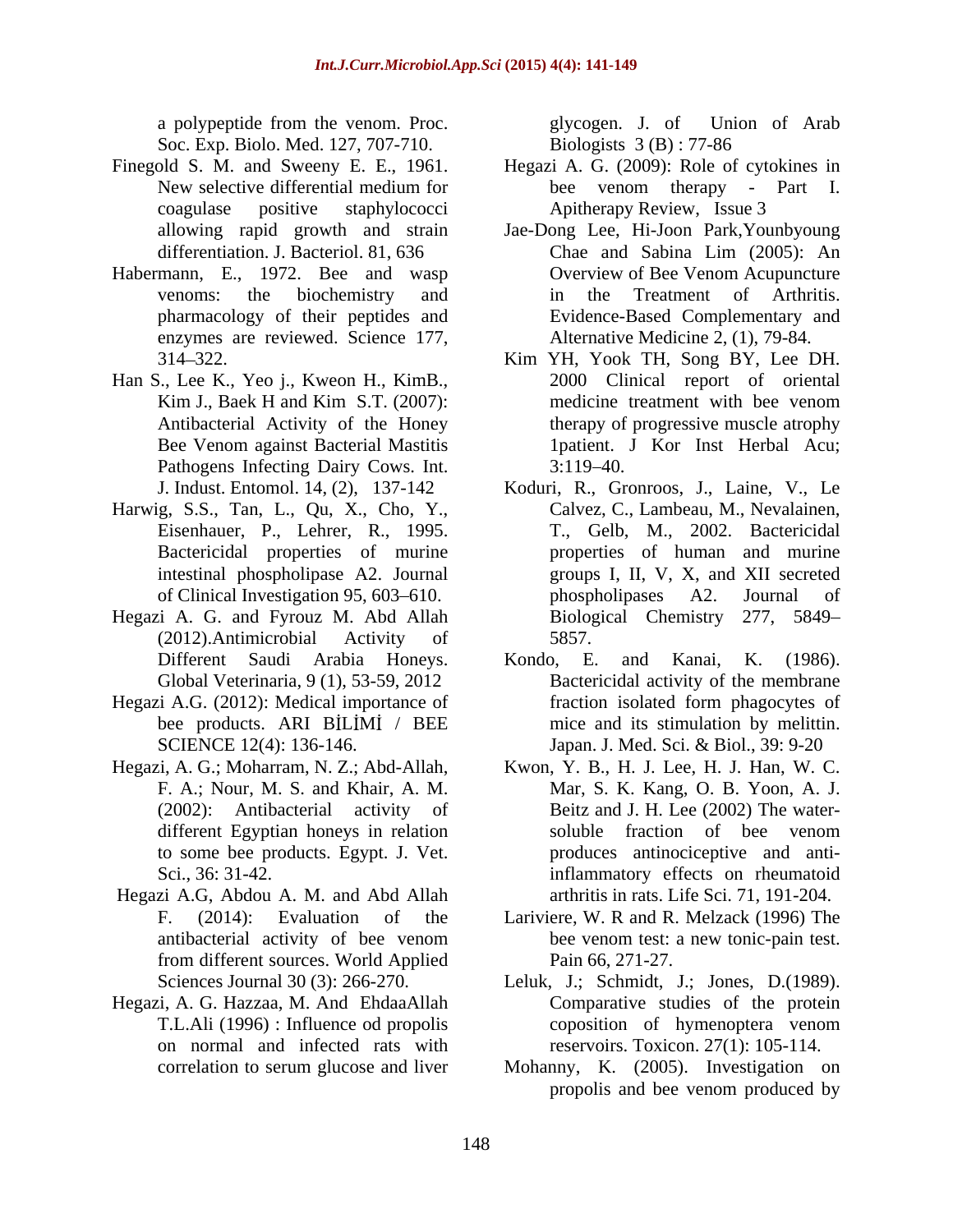a polypeptide from the venom. Proc. Soc. Exp. Biolo. Med. 127, 707-710.

Finegold S. M. and Sweeny E. E., 1961. New selective differential medium for coagulase positive staphylococci allowing rapid growth and strain differentiation. J. Bacteriol. 81, 636

Habermann, E., 1972. Bee and wasp venoms: the biochemistry and pharmacology of their peptides and enzymes are reviewed. Science 177, 314–322.

Han S., Lee K., Yeo j., Kweon H., KimB., Kim J., Baek H and Kim S.T. (2007): Antibacterial Activity of the Honey Bee Venom against Bacterial Mastitis Pathogens Infecting Dairy Cows. Int. J. Indust. Entomol. 14, (2), 137-142

Harwig, S.S., Tan, L., Qu, X., Cho, Y., Eisenhauer, P., Lehrer, R., 1995. Bactericidal properties of murine intestinal phospholipase A2. Journal of Clinical Investigation 95, 603–610.

Hegazi A. G. and Fyrouz M. Abd Allah (2012).Antimicrobial Activity of Different Saudi Arabia Honeys. Global Veterinaria, 9 (1), 53-59, 2012

Hegazi A.G. (2012): Medical importance of bee products. ARI BİLİMİ / BEE SCIENCE 12(4): 136-146.

Hegazi, A. G.; Moharram, N. Z.; Abd-Allah, F. A.; Nour, M. S. and Khair, A. M. (2002): Antibacterial activity of different Egyptian honeys in relation to some bee products. Egypt. J. Vet. Sci., 36: 31-42.

Hegazi A.G, Abdou A. M. and Abd Allah F. (2014): Evaluation of the antibacterial activity of bee venom from different sources. World Applied Sciences Journal 30 (3): 266-270.

Hegazi, A. G. Hazzaa, M. And EhdaaAllah T.L.Ali (1996) : Influence od propolis on normal and infected rats with correlation to serum glucose and liver glycogen. J. of Union of Arab Biologists 3 (B) : 77-86

Hegazi A. G. (2009): Role of cytokines in bee venom therapy - Part I. Apitherapy Review, Issue 3

Jae-Dong Lee, Hi-Joon Park,Younbyoung Chae and Sabina Lim (2005): An Overview of Bee Venom Acupuncture in the Treatment of Arthritis. Evidence-Based Complementary and Alternative Medicine 2, (1), 79-84.

Kim YH, Yook TH, Song BY, Lee DH. 2000 Clinical report of oriental medicine treatment with bee venom therapy of progressive muscle atrophy 1patient. J Kor Inst Herbal Acu; 3:119–40.

Koduri, R., Gronroos, J., Laine, V., Le Calvez, C., Lambeau, M., Nevalainen, T., Gelb, M., 2002. Bactericidal properties of human and murine groups I, II, V, X, and XII secreted phospholipases A2. Journal of Biological Chemistry 277, 5849–5857.

Kondo, E. and Kanai, K. (1986). Bactericidal activity of the membrane fraction isolated form phagocytes of mice and its stimulation by melittin. Japan. J. Med. Sci. & Biol., 39: 9-20

Kwon, Y. B., H. J. Lee, H. J. Han, W. C. Mar, S. K. Kang, O. B. Yoon, A. J. Beitz and J. H. Lee (2002) The water-soluble fraction of bee venom produces antinociceptive and anti-inflammatory effects on rheumatoid arthritis in rats. Life Sci. 71, 191-204.

Lariviere, W. R and R. Melzack (1996) The bee venom test: a new tonic-pain test. Pain 66, 271-27.

Leluk, J.; Schmidt, J.; Jones, D.(1989). Comparative studies of the protein coposition of hymenoptera venom reservoirs. Toxicon. 27(1): 105-114.

Mohanny, K. (2005). Investigation on propolis and bee venom produced by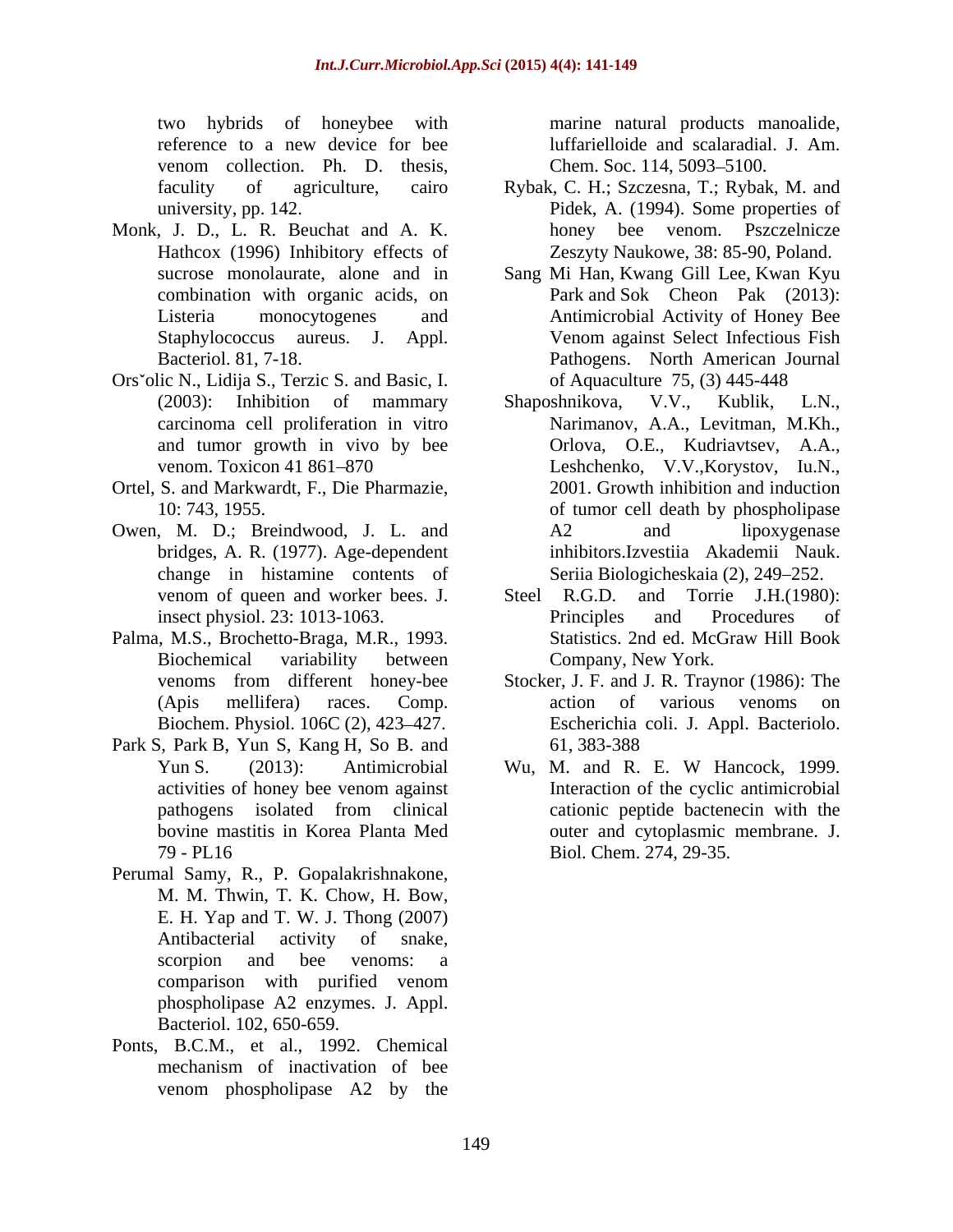two hybrids of honeybee with reference to a new device for bee venom collection. Ph. D. thesis, faculity of agriculture, cairo university, pp. 142.

Monk, J. D., L. R. Beuchat and A. K. Hathcox (1996) Inhibitory effects of sucrose monolaurate, alone and in combination with organic acids, on Listeria monocytogenes and Staphylococcus aureus. J. Appl. Bacteriol. 81, 7-18.

Orsˇolic N., Lidija S., Terzic S. and Basic, I. (2003): Inhibition of mammary carcinoma cell proliferation in vitro and tumor growth in vivo by bee venom. Toxicon 41 861–870

Ortel, S. and Markwardt, F., Die Pharmazie, 10: 743, 1955.

Owen, M. D.; Breindwood, J. L. and bridges, A. R. (1977). Age-dependent change in histamine contents of venom of queen and worker bees. J. insect physiol. 23: 1013-1063.

Palma, M.S., Brochetto-Braga, M.R., 1993. Biochemical variability between venoms from different honey-bee (Apis mellifera) races. Comp. Biochem. Physiol. 106C (2), 423–427.

Park S, Park B, Yun S, Kang H, So B. and Yun S. (2013): Antimicrobial activities of honey bee venom against pathogens isolated from clinical bovine mastitis in Korea Planta Med 79 - PL16

Perumal Samy, R., P. Gopalakrishnakone, M. M. Thwin, T. K. Chow, H. Bow, E. H. Yap and T. W. J. Thong (2007) Antibacterial activity of snake, scorpion and bee venoms: a comparison with purified venom phospholipase A2 enzymes. J. Appl. Bacteriol. 102, 650-659.

Ponts, B.C.M., et al., 1992. Chemical mechanism of inactivation of bee venom phospholipase A2 by the marine natural products manoalide, luffarielloide and scalaradial. J. Am. Chem. Soc. 114, 5093–5100.

Rybak, C. H.; Szczesna, T.; Rybak, M. and Pidek, A. (1994). Some properties of honey bee venom. Pszczelnicze Zeszyty Naukowe, 38: 85-90, Poland.

Sang Mi Han, Kwang Gill Lee, Kwan Kyu Park and Sok Cheon Pak (2013): Antimicrobial Activity of Honey Bee Venom against Select Infectious Fish Pathogens. North American Journal of Aquaculture 75, (3) 445-448

Shaposhnikova, V.V., Kublik, L.N., Narimanov, A.A., Levitman, M.Kh., Orlova, O.E., Kudriavtsev, A.A., Leshchenko, V.V.,Korystov, Iu.N., 2001. Growth inhibition and induction of tumor cell death by phospholipase A2 and lipoxygenase inhibitors.Izvestiia Akademii Nauk. Seriia Biologicheskaia (2), 249–252.

Steel R.G.D. and Torrie J.H.(1980): Principles and Procedures of Statistics. 2nd ed. McGraw Hill Book Company, New York.

Stocker, J. F. and J. R. Traynor (1986): The action of various venoms on Escherichia coli. J. Appl. Bacteriolo. 61, 383-388

Wu, M. and R. E. W Hancock, 1999. Interaction of the cyclic antimicrobial cationic peptide bactenecin with the outer and cytoplasmic membrane. J. Biol. Chem. 274, 29-35.